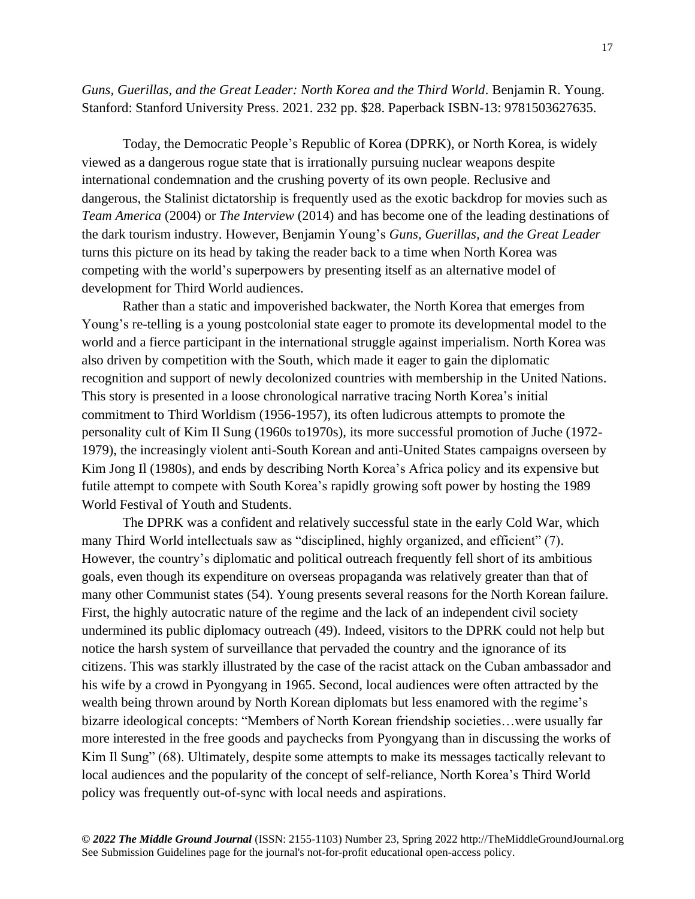*Guns, Guerillas, and the Great Leader: North Korea and the Third World*. Benjamin R. Young. Stanford: Stanford University Press. 2021. 232 pp. $28. Paperback ISBN-13: 9781503627635.

Today, the Democratic People's Republic of Korea (DPRK), or North Korea, is widely viewed as a dangerous rogue state that is irrationally pursuing nuclear weapons despite international condemnation and the crushing poverty of its own people. Reclusive and dangerous, the Stalinist dictatorship is frequently used as the exotic backdrop for movies such as *Team America* (2004) or *The Interview* (2014) and has become one of the leading destinations of the dark tourism industry. However, Benjamin Young's *Guns, Guerillas, and the Great Leader* turns this picture on its head by taking the reader back to a time when North Korea was competing with the world's superpowers by presenting itself as an alternative model of development for Third World audiences.

Rather than a static and impoverished backwater, the North Korea that emerges from Young's re-telling is a young postcolonial state eager to promote its developmental model to the world and a fierce participant in the international struggle against imperialism. North Korea was also driven by competition with the South, which made it eager to gain the diplomatic recognition and support of newly decolonized countries with membership in the United Nations. This story is presented in a loose chronological narrative tracing North Korea's initial commitment to Third Worldism (1956-1957), its often ludicrous attempts to promote the personality cult of Kim Il Sung (1960s to1970s), its more successful promotion of Juche (1972-1979), the increasingly violent anti-South Korean and anti-United States campaigns overseen by Kim Jong Il (1980s), and ends by describing North Korea's Africa policy and its expensive but futile attempt to compete with South Korea's rapidly growing soft power by hosting the 1989 World Festival of Youth and Students.

The DPRK was a confident and relatively successful state in the early Cold War, which many Third World intellectuals saw as "disciplined, highly organized, and efficient" (7). However, the country's diplomatic and political outreach frequently fell short of its ambitious goals, even though its expenditure on overseas propaganda was relatively greater than that of many other Communist states (54). Young presents several reasons for the North Korean failure. First, the highly autocratic nature of the regime and the lack of an independent civil society undermined its public diplomacy outreach (49). Indeed, visitors to the DPRK could not help but notice the harsh system of surveillance that pervaded the country and the ignorance of its citizens. This was starkly illustrated by the case of the racist attack on the Cuban ambassador and his wife by a crowd in Pyongyang in 1965. Second, local audiences were often attracted by the wealth being thrown around by North Korean diplomats but less enamored with the regime's bizarre ideological concepts: "Members of North Korean friendship societies…were usually far more interested in the free goods and paychecks from Pyongyang than in discussing the works of Kim Il Sung" (68). Ultimately, despite some attempts to make its messages tactically relevant to local audiences and the popularity of the concept of self-reliance, North Korea's Third World policy was frequently out-of-sync with local needs and aspirations.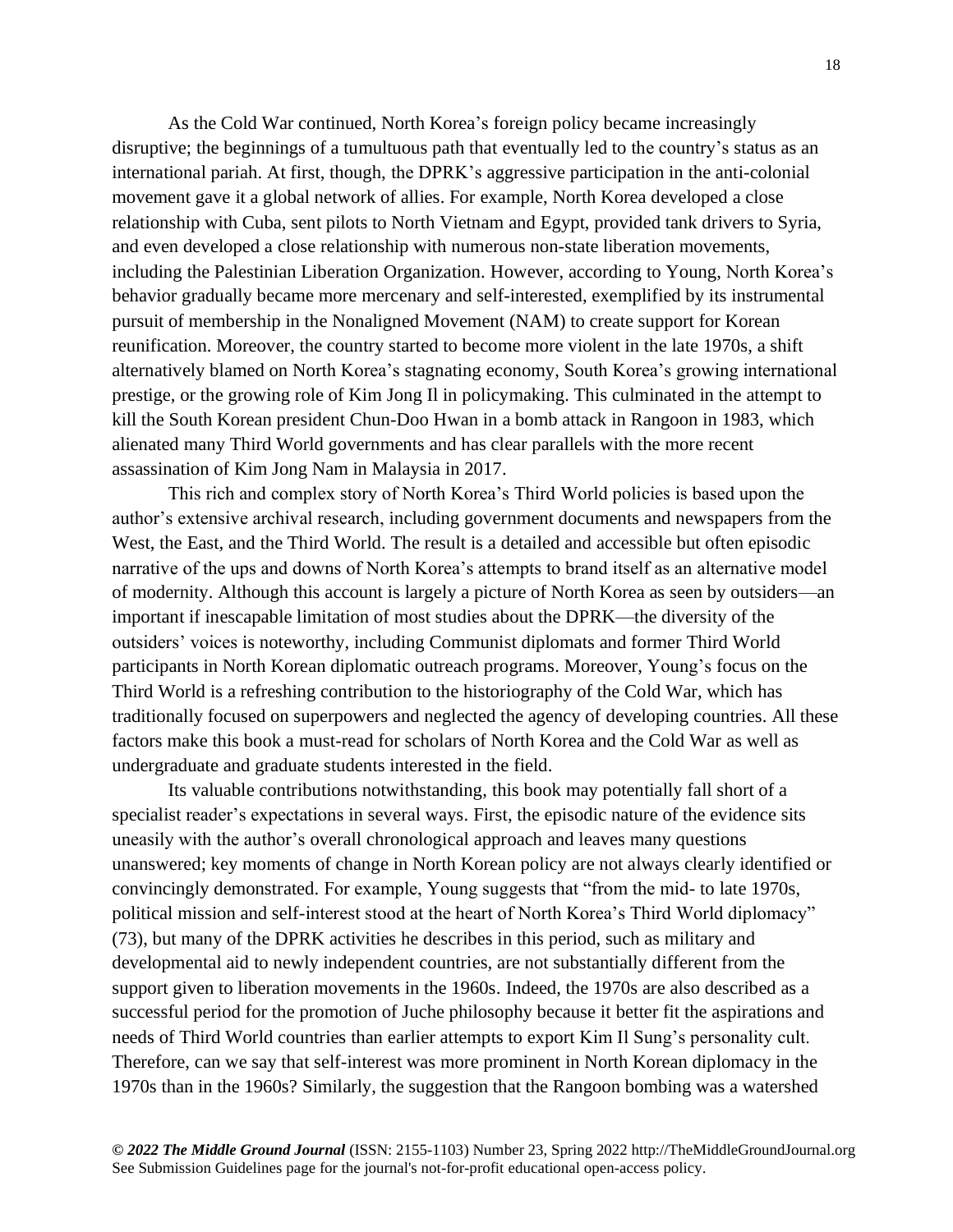As the Cold War continued, North Korea's foreign policy became increasingly disruptive; the beginnings of a tumultuous path that eventually led to the country's status as an international pariah. At first, though, the DPRK's aggressive participation in the anti-colonial movement gave it a global network of allies. For example, North Korea developed a close relationship with Cuba, sent pilots to North Vietnam and Egypt, provided tank drivers to Syria, and even developed a close relationship with numerous non-state liberation movements, including the Palestinian Liberation Organization. However, according to Young, North Korea's behavior gradually became more mercenary and self-interested, exemplified by its instrumental pursuit of membership in the Nonaligned Movement (NAM) to create support for Korean reunification. Moreover, the country started to become more violent in the late 1970s, a shift alternatively blamed on North Korea's stagnating economy, South Korea's growing international prestige, or the growing role of Kim Jong Il in policymaking. This culminated in the attempt to kill the South Korean president Chun-Doo Hwan in a bomb attack in Rangoon in 1983, which alienated many Third World governments and has clear parallels with the more recent assassination of Kim Jong Nam in Malaysia in 2017.

This rich and complex story of North Korea's Third World policies is based upon the author's extensive archival research, including government documents and newspapers from the West, the East, and the Third World. The result is a detailed and accessible but often episodic narrative of the ups and downs of North Korea's attempts to brand itself as an alternative model of modernity. Although this account is largely a picture of North Korea as seen by outsiders—an important if inescapable limitation of most studies about the DPRK—the diversity of the outsiders' voices is noteworthy, including Communist diplomats and former Third World participants in North Korean diplomatic outreach programs. Moreover, Young's focus on the Third World is a refreshing contribution to the historiography of the Cold War, which has traditionally focused on superpowers and neglected the agency of developing countries. All these factors make this book a must-read for scholars of North Korea and the Cold War as well as undergraduate and graduate students interested in the field.

Its valuable contributions notwithstanding, this book may potentially fall short of a specialist reader's expectations in several ways. First, the episodic nature of the evidence sits uneasily with the author's overall chronological approach and leaves many questions unanswered; key moments of change in North Korean policy are not always clearly identified or convincingly demonstrated. For example, Young suggests that "from the mid- to late 1970s, political mission and self-interest stood at the heart of North Korea's Third World diplomacy" (73), but many of the DPRK activities he describes in this period, such as military and developmental aid to newly independent countries, are not substantially different from the support given to liberation movements in the 1960s. Indeed, the 1970s are also described as a successful period for the promotion of Juche philosophy because it better fit the aspirations and needs of Third World countries than earlier attempts to export Kim Il Sung's personality cult. Therefore, can we say that self-interest was more prominent in North Korean diplomacy in the 1970s than in the 1960s? Similarly, the suggestion that the Rangoon bombing was a watershed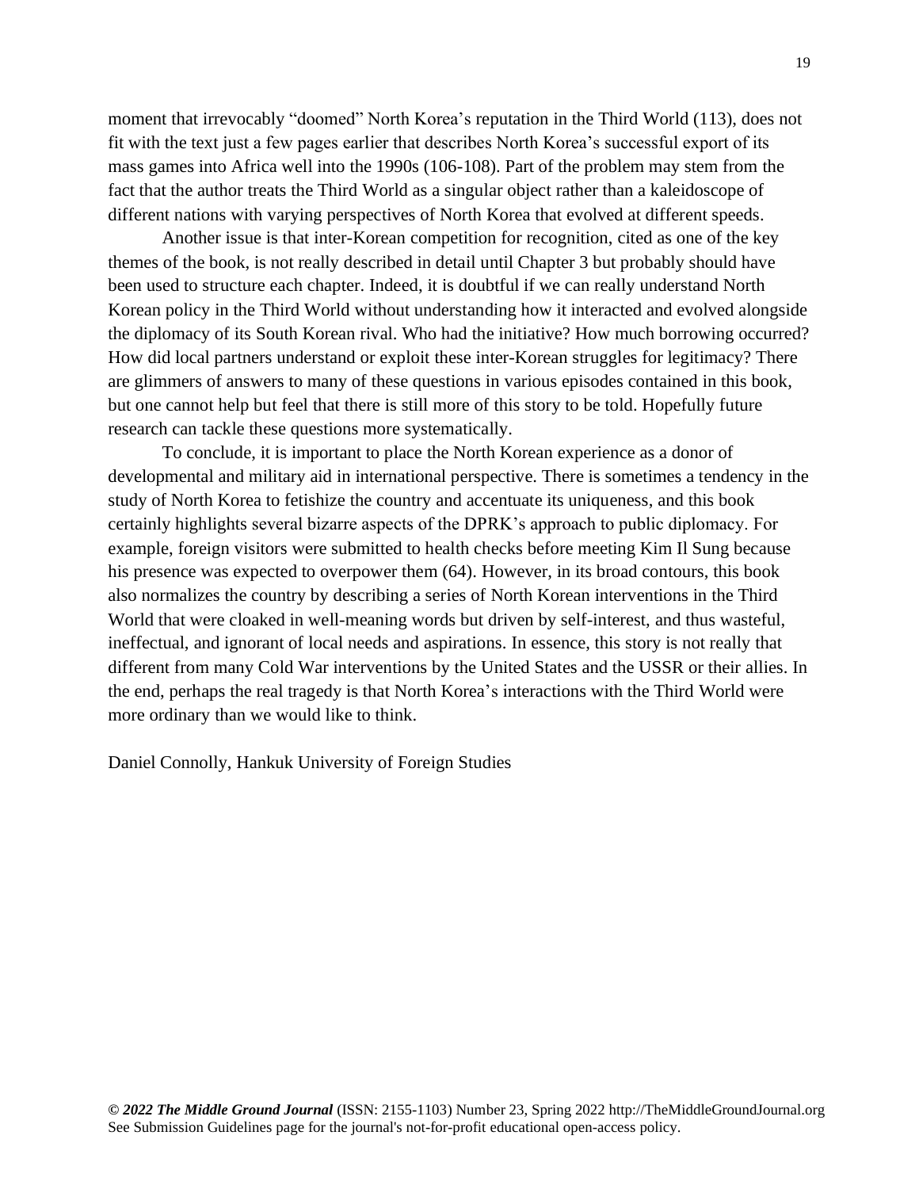moment that irrevocably "doomed" North Korea's reputation in the Third World (113), does not fit with the text just a few pages earlier that describes North Korea's successful export of its mass games into Africa well into the 1990s (106-108). Part of the problem may stem from the fact that the author treats the Third World as a singular object rather than a kaleidoscope of different nations with varying perspectives of North Korea that evolved at different speeds.

Another issue is that inter-Korean competition for recognition, cited as one of the key themes of the book, is not really described in detail until Chapter 3 but probably should have been used to structure each chapter. Indeed, it is doubtful if we can really understand North Korean policy in the Third World without understanding how it interacted and evolved alongside the diplomacy of its South Korean rival. Who had the initiative? How much borrowing occurred? How did local partners understand or exploit these inter-Korean struggles for legitimacy? There are glimmers of answers to many of these questions in various episodes contained in this book, but one cannot help but feel that there is still more of this story to be told. Hopefully future research can tackle these questions more systematically.

To conclude, it is important to place the North Korean experience as a donor of developmental and military aid in international perspective. There is sometimes a tendency in the study of North Korea to fetishize the country and accentuate its uniqueness, and this book certainly highlights several bizarre aspects of the DPRK's approach to public diplomacy. For example, foreign visitors were submitted to health checks before meeting Kim Il Sung because his presence was expected to overpower them (64). However, in its broad contours, this book also normalizes the country by describing a series of North Korean interventions in the Third World that were cloaked in well-meaning words but driven by self-interest, and thus wasteful, ineffectual, and ignorant of local needs and aspirations. In essence, this story is not really that different from many Cold War interventions by the United States and the USSR or their allies. In the end, perhaps the real tragedy is that North Korea's interactions with the Third World were more ordinary than we would like to think.

Daniel Connolly, Hankuk University of Foreign Studies